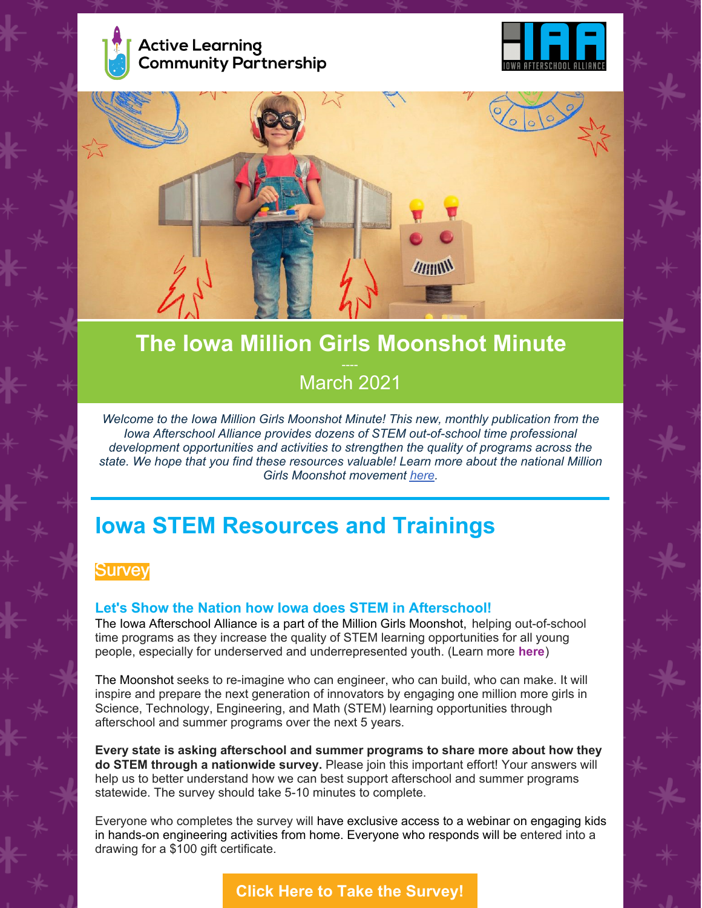Active Learning Community Partnership

IOWA AFTERSCHOOL ALLIANCE

# The Iowa Million Girls Moonshot Minute

----

March 2021

*Welcome to the Iowa Million Girls Moonshot Minute! This new, monthly publication from the Iowa Afterschool Alliance provides dozens of STEM out-of-school time professional development opportunities and activities to strengthen the quality of programs across the state. We hope that you find these resources valuable! Learn more about the national Million Girls Moonshot movement here.*

## Iowa STEM Resources and Trainings

### Survey

#### Let's Show the Nation how Iowa does STEM in Afterschool!

The Iowa Afterschool Alliance is a part of the Million Girls Moonshot, helping out-of-school time programs as they increase the quality of STEM learning opportunities for all young people, especially for underserved and underrepresented youth. (Learn more **here**)

The Moonshot seeks to re-imagine who can engineer, who can build, who can make. It will inspire and prepare the next generation of innovators by engaging one million more girls in Science, Technology, Engineering, and Math (STEM) learning opportunities through afterschool and summer programs over the next 5 years.

**Every state is asking afterschool and summer programs to share more about how they do STEM through a nationwide survey.** Please join this important effort! Your answers will help us to better understand how we can best support afterschool and summer programs statewide. The survey should take 5-10 minutes to complete.

Everyone who completes the survey will have exclusive access to a webinar on engaging kids in hands-on engineering activities from home. Everyone who responds will be entered into a drawing for a $100 gift certificate.

**Click Here to Take the Survey!**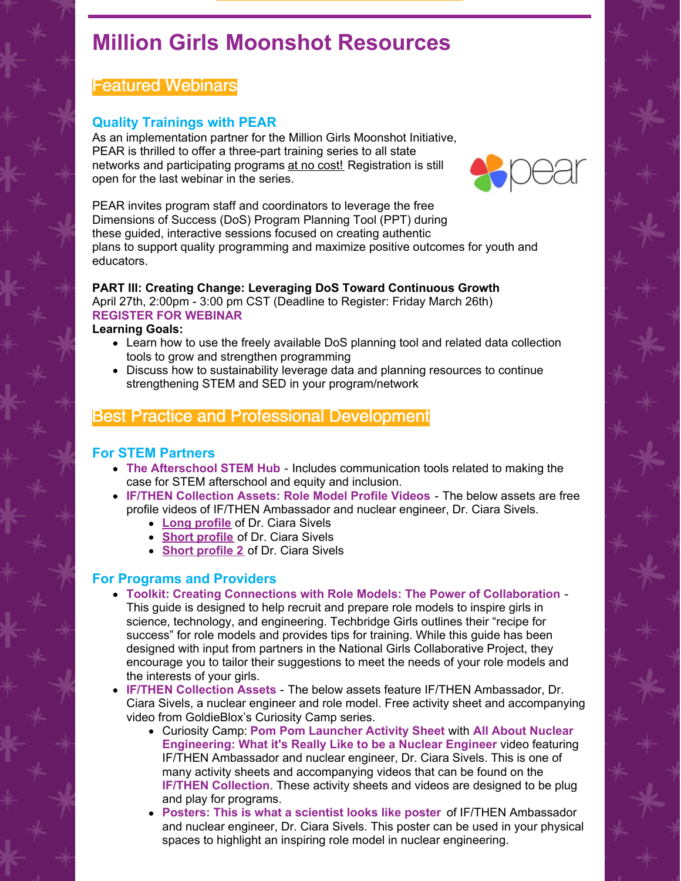# Million Girls Moonshot Resources

## Featured Webinars

### Quality Trainings with PEAR

As an implementation partner for the Million Girls Moonshot Initiative, PEAR is thrilled to offer a three-part training series to all state networks and participating programs at no cost! Registration is still open for the last webinar in the series.

PEAR invites program staff and coordinators to leverage the free Dimensions of Success (DoS) Program Planning Tool (PPT) during these guided, interactive sessions focused on creating authentic plans to support quality programming and maximize positive outcomes for youth and educators.

**PART III: Creating Change: Leveraging DoS Toward Continuous Growth**
April 27th, 2:00pm - 3:00 pm CST (Deadline to Register: Friday March 26th)
**REGISTER FOR WEBINAR**
**Learning Goals:**

- Learn how to use the freely available DoS planning tool and related data collection tools to grow and strengthen programming
- Discuss how to sustainability leverage data and planning resources to continue strengthening STEM and SED in your program/network

## Best Practice and Professional Development

### For STEM Partners

- **The Afterschool STEM Hub** - Includes communication tools related to making the case for STEM afterschool and equity and inclusion.
- **IF/THEN Collection Assets: Role Model Profile Videos** - The below assets are free profile videos of IF/THEN Ambassador and nuclear engineer, Dr. Ciara Sivels.
  - **Long profile** of Dr. Ciara Sivels
  - **Short profile** of Dr. Ciara Sivels
  - **Short profile 2** of Dr. Ciara Sivels

### For Programs and Providers

- **Toolkit: Creating Connections with Role Models: The Power of Collaboration** - This guide is designed to help recruit and prepare role models to inspire girls in science, technology, and engineering. Techbridge Girls outlines their "recipe for success" for role models and provides tips for training. While this guide has been designed with input from partners in the National Girls Collaborative Project, they encourage you to tailor their suggestions to meet the needs of your role models and the interests of your girls.
- **IF/THEN Collection Assets** - The below assets feature IF/THEN Ambassador, Dr. Ciara Sivels, a nuclear engineer and role model. Free activity sheet and accompanying video from GoldieBlox's Curiosity Camp series.
  - Curiosity Camp: **Pom Pom Launcher Activity Sheet** with **All About Nuclear Engineering: What it's Really Like to be a Nuclear Engineer** video featuring IF/THEN Ambassador and nuclear engineer, Dr. Ciara Sivels. This is one of many activity sheets and accompanying videos that can be found on the **IF/THEN Collection**. These activity sheets and videos are designed to be plug and play for programs.
  - **Posters: This is what a scientist looks like poster** of IF/THEN Ambassador and nuclear engineer, Dr. Ciara Sivels. This poster can be used in your physical spaces to highlight an inspiring role model in nuclear engineering.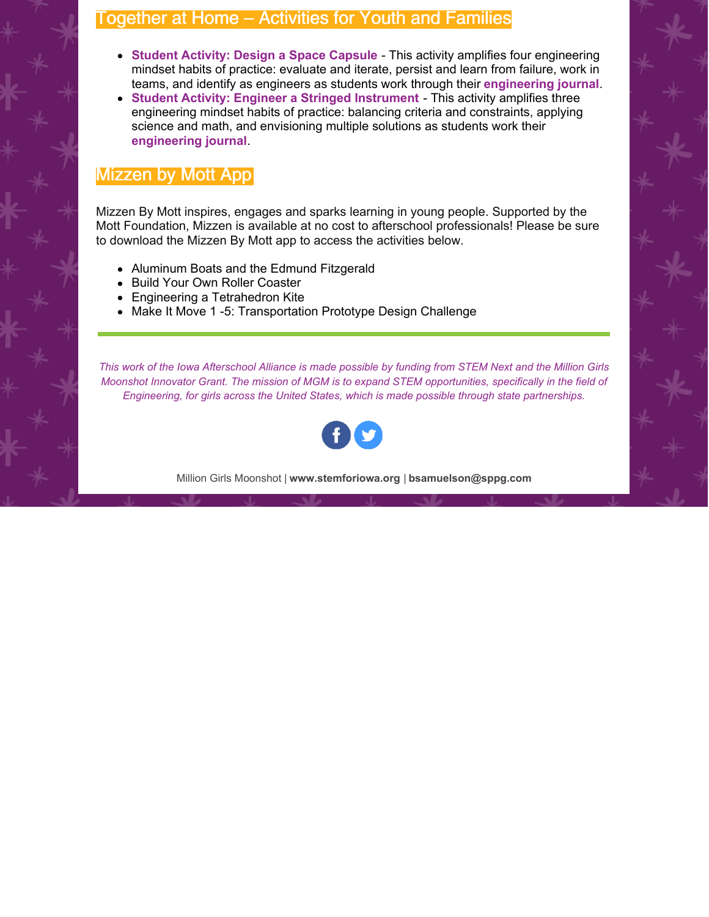## Together at Home – Activities for Youth and Families

- **Student Activity: Design a Space Capsule** - This activity amplifies four engineering mindset habits of practice: evaluate and iterate, persist and learn from failure, work in teams, and identify as engineers as students work through their **engineering journal**.
- **Student Activity: Engineer a Stringed Instrument** - This activity amplifies three engineering mindset habits of practice: balancing criteria and constraints, applying science and math, and envisioning multiple solutions as students work their **engineering journal**.

## Mizzen by Mott App

Mizzen By Mott inspires, engages and sparks learning in young people. Supported by the Mott Foundation, Mizzen is available at no cost to afterschool professionals! Please be sure to download the Mizzen By Mott app to access the activities below.

- Aluminum Boats and the Edmund Fitzgerald
- Build Your Own Roller Coaster
- Engineering a Tetrahedron Kite
- Make It Move 1 -5: Transportation Prototype Design Challenge

---

*This work of the Iowa Afterschool Alliance is made possible by funding from STEM Next and the Million Girls Moonshot Innovator Grant. The mission of MGM is to expand STEM opportunities, specifically in the field of Engineering, for girls across the United States, which is made possible through state partnerships.*

Million Girls Moonshot | **www.stemforiowa.org** | **bsamuelson@sppg.com**